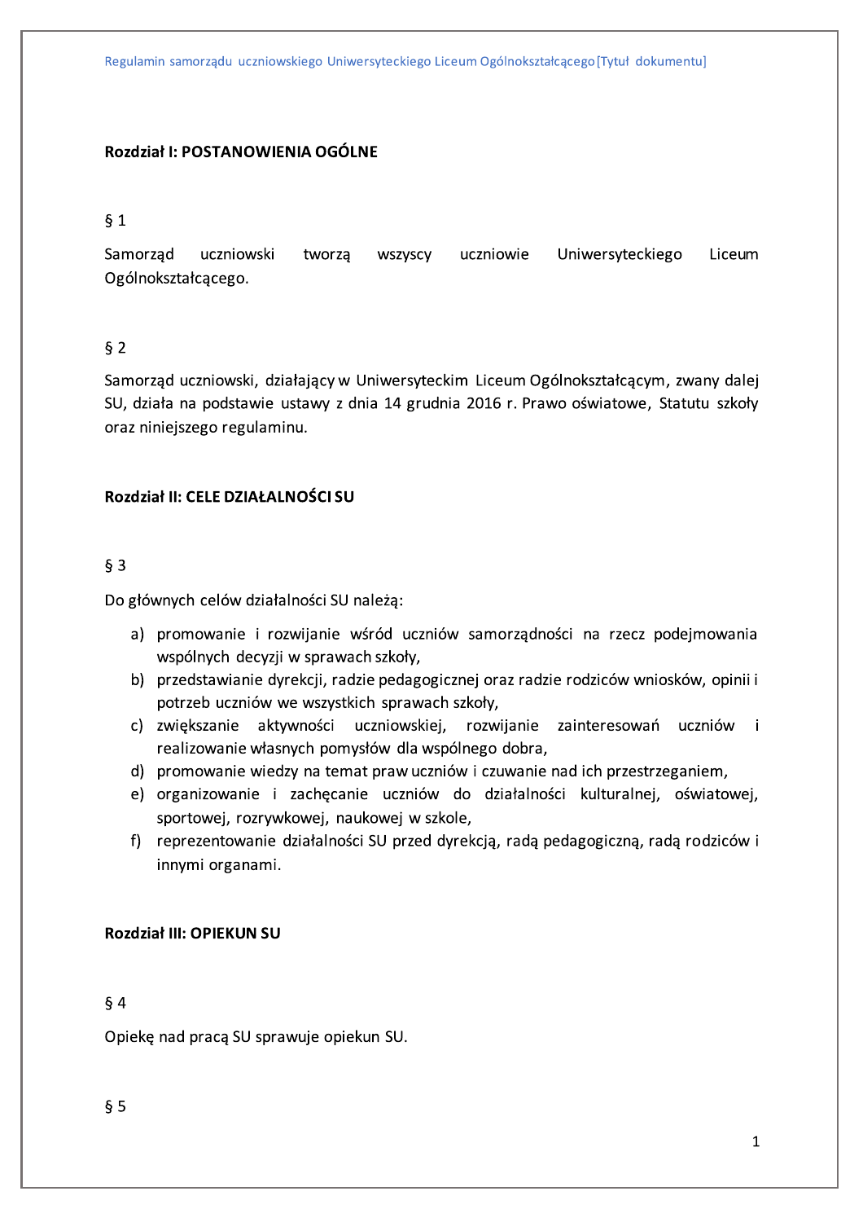## Rozdział I: POSTANOWIENIA OGÓLNE

§ 1

Samorząd uczniowski tworzą wszyscy uczniowie Uniwersyteckiego Liceum Ogólnokształcącego.

§ 2

Samorząd uczniowski, działający w Uniwersyteckim Liceum Ogólnokształcącym, zwany dalej SU, działa na podstawie ustawy z dnia 14 grudnia 2016 r. Prawo oświatowe, Statutu szkoły oraz niniejszego regulaminu.

## Rozdział II: CELE DZIAŁALNOŚCI SU

§ 3

Do głównych celów działalności SU należą:

a) promowanie i rozwijanie wśród uczniów samorządności na rzecz podejmowania wspólnych decyzji w sprawach szkoły,
b) przedstawianie dyrekcji, radzie pedagogicznej oraz radzie rodziców wniosków, opinii i potrzeb uczniów we wszystkich sprawach szkoły,
c) zwiększanie aktywności uczniowskiej, rozwijanie zainteresowań uczniów i realizowanie własnych pomysłów dla wspólnego dobra,
d) promowanie wiedzy na temat praw uczniów i czuwanie nad ich przestrzeganiem,
e) organizowanie i zachęcanie uczniów do działalności kulturalnej, oświatowej, sportowej, rozrywkowej, naukowej w szkole,
f) reprezentowanie działalności SU przed dyrekcją, radą pedagogiczną, radą rodziców i innymi organami.

## Rozdział III: OPIEKUN SU

§ 4

Opiekę nad pracą SU sprawuje opiekun SU.

§ 5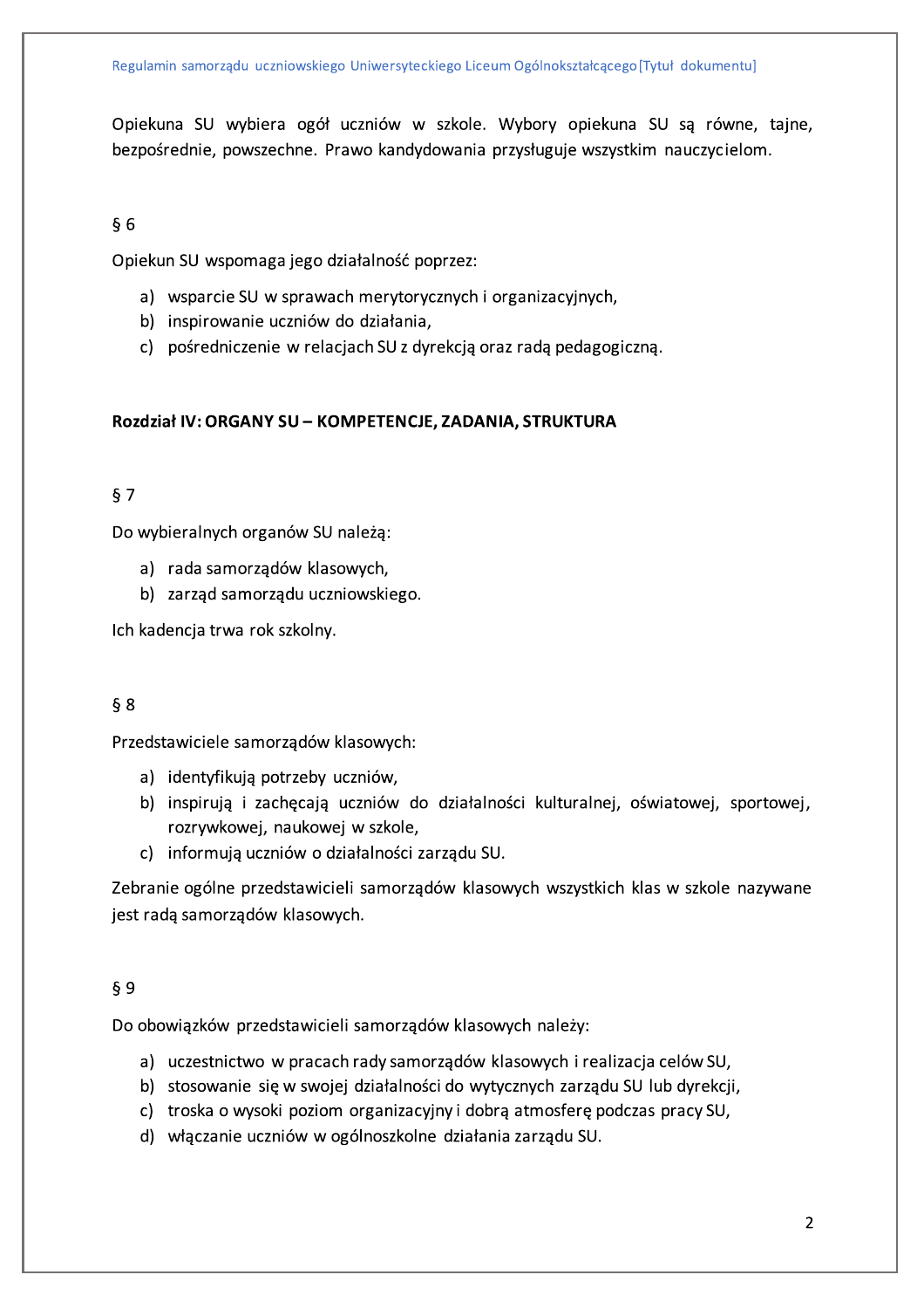Opiekuna SU wybiera ogół uczniów w szkole. Wybory opiekuna SU są równe, tajne, bezpośrednie, powszechne. Prawo kandydowania przysługuje wszystkim nauczycielom.

§ 6

Opiekun SU wspomaga jego działalność poprzez:

a) wsparcie SU w sprawach merytorycznych i organizacyjnych,
b) inspirowanie uczniów do działania,
c) pośredniczenie w relacjach SU z dyrekcją oraz radą pedagogiczną.

**Rozdział IV: ORGANY SU – KOMPETENCJE, ZADANIA, STRUKTURA**

§ 7

Do wybieralnych organów SU należą:

a) rada samorządów klasowych,
b) zarząd samorządu uczniowskiego.

Ich kadencja trwa rok szkolny.

§ 8

Przedstawiciele samorządów klasowych:

a) identyfikują potrzeby uczniów,
b) inspirują i zachęcają uczniów do działalności kulturalnej, oświatowej, sportowej, rozrywkowej, naukowej w szkole,
c) informują uczniów o działalności zarządu SU.

Zebranie ogólne przedstawicieli samorządów klasowych wszystkich klas w szkole nazywane jest radą samorządów klasowych.

§ 9

Do obowiązków przedstawicieli samorządów klasowych należy:

a) uczestnictwo w pracach rady samorządów klasowych i realizacja celów SU,
b) stosowanie się w swojej działalności do wytycznych zarządu SU lub dyrekcji,
c) troska o wysoki poziom organizacyjny i dobrą atmosferę podczas pracy SU,
d) włączanie uczniów w ogólnoszkolne działania zarządu SU.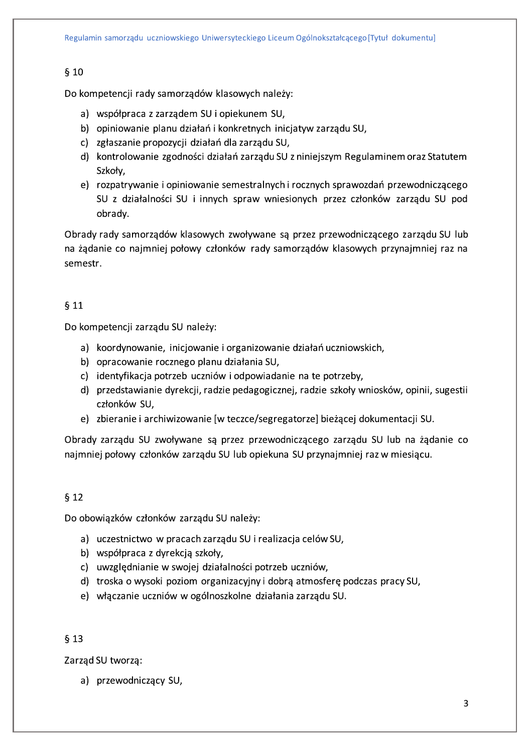§ 10

Do kompetencji rady samorządów klasowych należy:

a) współpraca z zarządem SU i opiekunem SU,
b) opiniowanie planu działań i konkretnych inicjatyw zarządu SU,
c) zgłaszanie propozycji działań dla zarządu SU,
d) kontrolowanie zgodności działań zarządu SU z niniejszym Regulaminem oraz Statutem Szkoły,
e) rozpatrywanie i opiniowanie semestralnych i rocznych sprawozdań przewodniczącego SU z działalności SU i innych spraw wniesionych przez członków zarządu SU pod obrady.

Obrady rady samorządów klasowych zwoływane są przez przewodniczącego zarządu SU lub na żądanie co najmniej połowy członków rady samorządów klasowych przynajmniej raz na semestr.

§ 11

Do kompetencji zarządu SU należy:

a) koordynowanie, inicjowanie i organizowanie działań uczniowskich,
b) opracowanie rocznego planu działania SU,
c) identyfikacja potrzeb uczniów i odpowiadanie na te potrzeby,
d) przedstawianie dyrekcji, radzie pedagogicznej, radzie szkoły wniosków, opinii, sugestii członków SU,
e) zbieranie i archiwizowanie [w teczce/segregatorze] bieżącej dokumentacji SU.

Obrady zarządu SU zwoływane są przez przewodniczącego zarządu SU lub na żądanie co najmniej połowy członków zarządu SU lub opiekuna SU przynajmniej raz w miesiącu.

§ 12

Do obowiązków członków zarządu SU należy:

a) uczestnictwo w pracach zarządu SU i realizacja celów SU,
b) współpraca z dyrekcją szkoły,
c) uwzględnianie w swojej działalności potrzeb uczniów,
d) troska o wysoki poziom organizacyjny i dobrą atmosferę podczas pracy SU,
e) włączanie uczniów w ogólnoszkolne działania zarządu SU.

§ 13

Zarząd SU tworzą:

a) przewodniczący SU,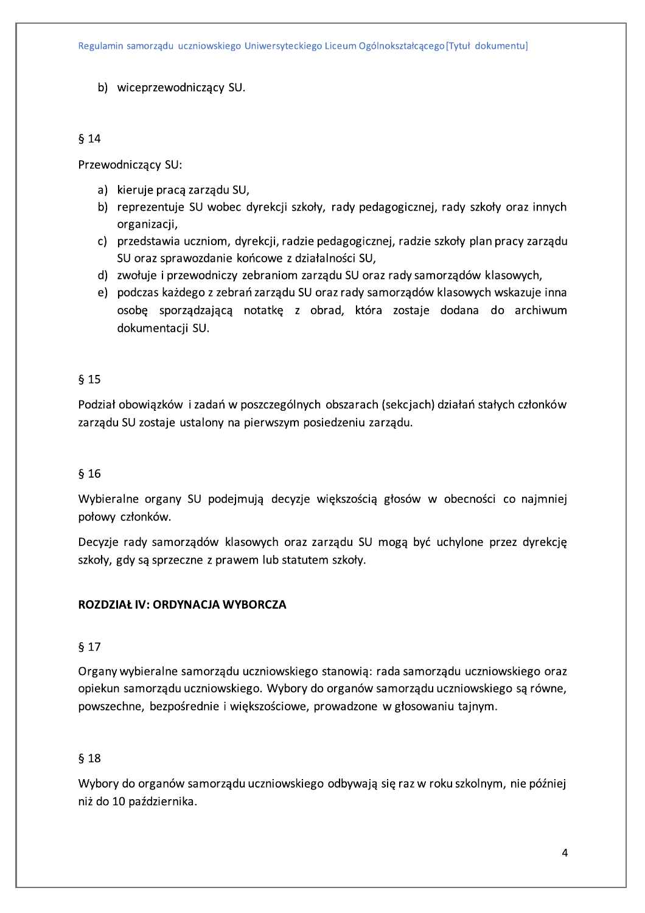b) wiceprzewodniczący SU.

§ 14

Przewodniczący SU:

a) kieruje pracą zarządu SU,
b) reprezentuje SU wobec dyrekcji szkoły, rady pedagogicznej, rady szkoły oraz innych organizacji,
c) przedstawia uczniom, dyrekcji, radzie pedagogicznej, radzie szkoły plan pracy zarządu SU oraz sprawozdanie końcowe z działalności SU,
d) zwołuje i przewodniczy zebraniom zarządu SU oraz rady samorządów klasowych,
e) podczas każdego z zebrań zarządu SU oraz rady samorządów klasowych wskazuje inna osobę sporządzającą notatkę z obrad, która zostaje dodana do archiwum dokumentacji SU.

§ 15

Podział obowiązków i zadań w poszczególnych obszarach (sekcjach) działań stałych członków zarządu SU zostaje ustalony na pierwszym posiedzeniu zarządu.

§ 16

Wybieralne organy SU podejmują decyzje większością głosów w obecności co najmniej połowy członków.

Decyzje rady samorządów klasowych oraz zarządu SU mogą być uchylone przez dyrekcję szkoły, gdy są sprzeczne z prawem lub statutem szkoły.

## ROZDZIAŁ IV: ORDYNACJA WYBORCZA

§ 17

Organy wybieralne samorządu uczniowskiego stanowią: rada samorządu uczniowskiego oraz opiekun samorządu uczniowskiego. Wybory do organów samorządu uczniowskiego są równe, powszechne, bezpośrednie i większościowe, prowadzone w głosowaniu tajnym.

§ 18

Wybory do organów samorządu uczniowskiego odbywają się raz w roku szkolnym, nie później niż do 10 października.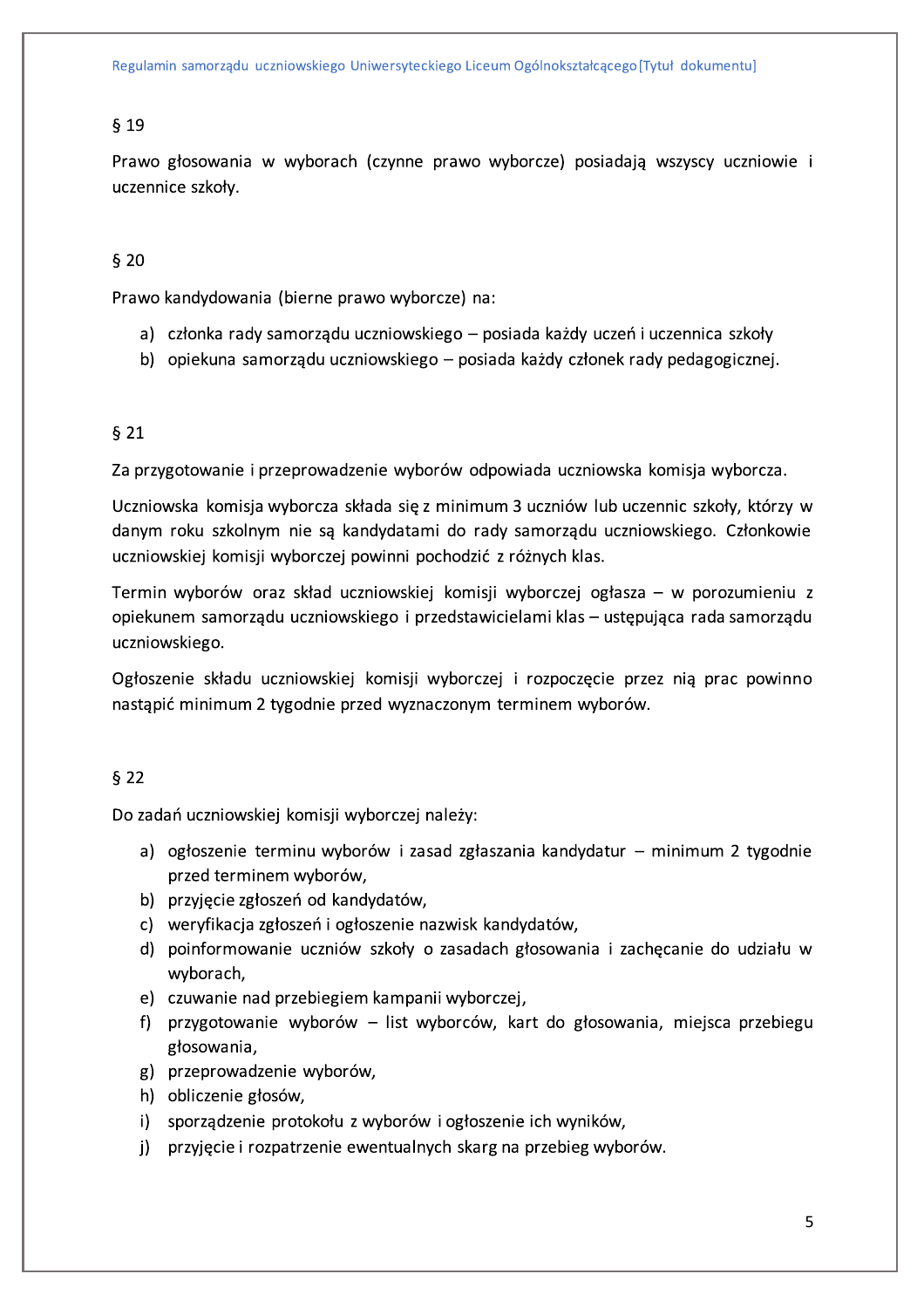§ 19

Prawo głosowania w wyborach (czynne prawo wyborcze) posiadają wszyscy uczniowie i uczennice szkoły.

§ 20

Prawo kandydowania (bierne prawo wyborcze) na:

a) członka rady samorządu uczniowskiego – posiada każdy uczeń i uczennica szkoły
b) opiekuna samorządu uczniowskiego – posiada każdy członek rady pedagogicznej.

§ 21

Za przygotowanie i przeprowadzenie wyborów odpowiada uczniowska komisja wyborcza.

Uczniowska komisja wyborcza składa się z minimum 3 uczniów lub uczennic szkoły, którzy w danym roku szkolnym nie są kandydatami do rady samorządu uczniowskiego. Członkowie uczniowskiej komisji wyborczej powinni pochodzić z różnych klas.

Termin wyborów oraz skład uczniowskiej komisji wyborczej ogłasza – w porozumieniu z opiekunem samorządu uczniowskiego i przedstawicielami klas – ustępująca rada samorządu uczniowskiego.

Ogłoszenie składu uczniowskiej komisji wyborczej i rozpoczęcie przez nią prac powinno nastąpić minimum 2 tygodnie przed wyznaczonym terminem wyborów.

§ 22

Do zadań uczniowskiej komisji wyborczej należy:

a) ogłoszenie terminu wyborów i zasad zgłaszania kandydatur – minimum 2 tygodnie przed terminem wyborów,
b) przyjęcie zgłoszeń od kandydatów,
c) weryfikacja zgłoszeń i ogłoszenie nazwisk kandydatów,
d) poinformowanie uczniów szkoły o zasadach głosowania i zachęcanie do udziału w wyborach,
e) czuwanie nad przebiegiem kampanii wyborczej,
f) przygotowanie wyborów – list wyborców, kart do głosowania, miejsca przebiegu głosowania,
g) przeprowadzenie wyborów,
h) obliczenie głosów,
i) sporządzenie protokołu z wyborów i ogłoszenie ich wyników,
j) przyjęcie i rozpatrzenie ewentualnych skarg na przebieg wyborów.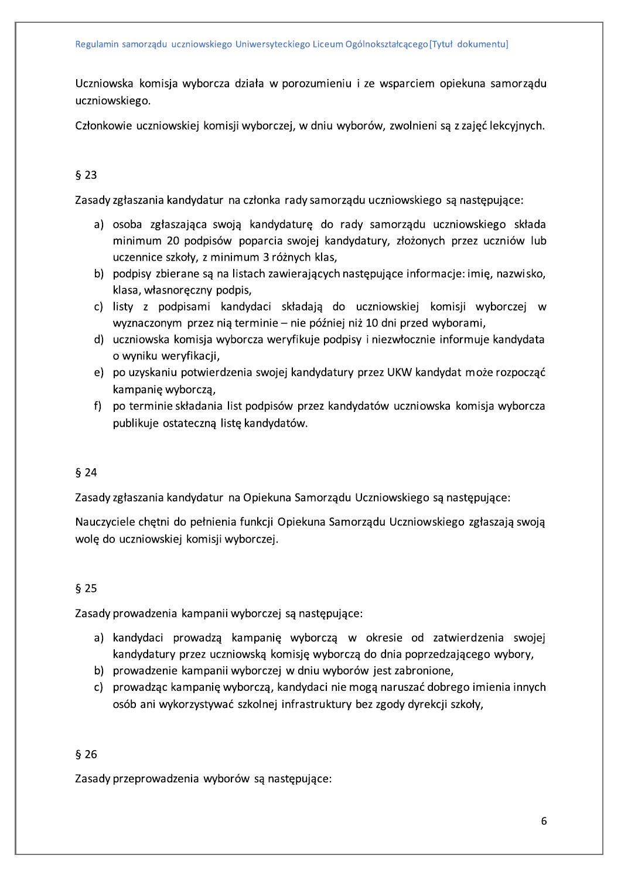Uczniowska komisja wyborcza działa w porozumieniu i ze wsparciem opiekuna samorządu uczniowskiego.

Członkowie uczniowskiej komisji wyborczej, w dniu wyborów, zwolnieni są z zajęć lekcyjnych.

§ 23

Zasady zgłaszania kandydatur na członka rady samorządu uczniowskiego są następujące:

a) osoba zgłaszająca swoją kandydaturę do rady samorządu uczniowskiego składa minimum 20 podpisów poparcia swojej kandydatury, złożonych przez uczniów lub uczennice szkoły, z minimum 3 różnych klas,
b) podpisy zbierane są na listach zawierających następujące informacje: imię, nazwisko, klasa, własnoręczny podpis,
c) listy z podpisami kandydaci składają do uczniowskiej komisji wyborczej w wyznaczonym przez nią terminie – nie później niż 10 dni przed wyborami,
d) uczniowska komisja wyborcza weryfikuje podpisy i niezwłocznie informuje kandydata o wyniku weryfikacji,
e) po uzyskaniu potwierdzenia swojej kandydatury przez UKW kandydat może rozpocząć kampanię wyborczą,
f) po terminie składania list podpisów przez kandydatów uczniowska komisja wyborcza publikuje ostateczną listę kandydatów.

§ 24

Zasady zgłaszania kandydatur na Opiekuna Samorządu Uczniowskiego są następujące:

Nauczyciele chętni do pełnienia funkcji Opiekuna Samorządu Uczniowskiego zgłaszają swoją wolę do uczniowskiej komisji wyborczej.

§ 25

Zasady prowadzenia kampanii wyborczej są następujące:

a) kandydaci prowadzą kampanię wyborczą w okresie od zatwierdzenia swojej kandydatury przez uczniowską komisję wyborczą do dnia poprzedzającego wybory,
b) prowadzenie kampanii wyborczej w dniu wyborów jest zabronione,
c) prowadząc kampanię wyborczą, kandydaci nie mogą naruszać dobrego imienia innych osób ani wykorzystywać szkolnej infrastruktury bez zgody dyrekcji szkoły,

§ 26

Zasady przeprowadzenia wyborów są następujące: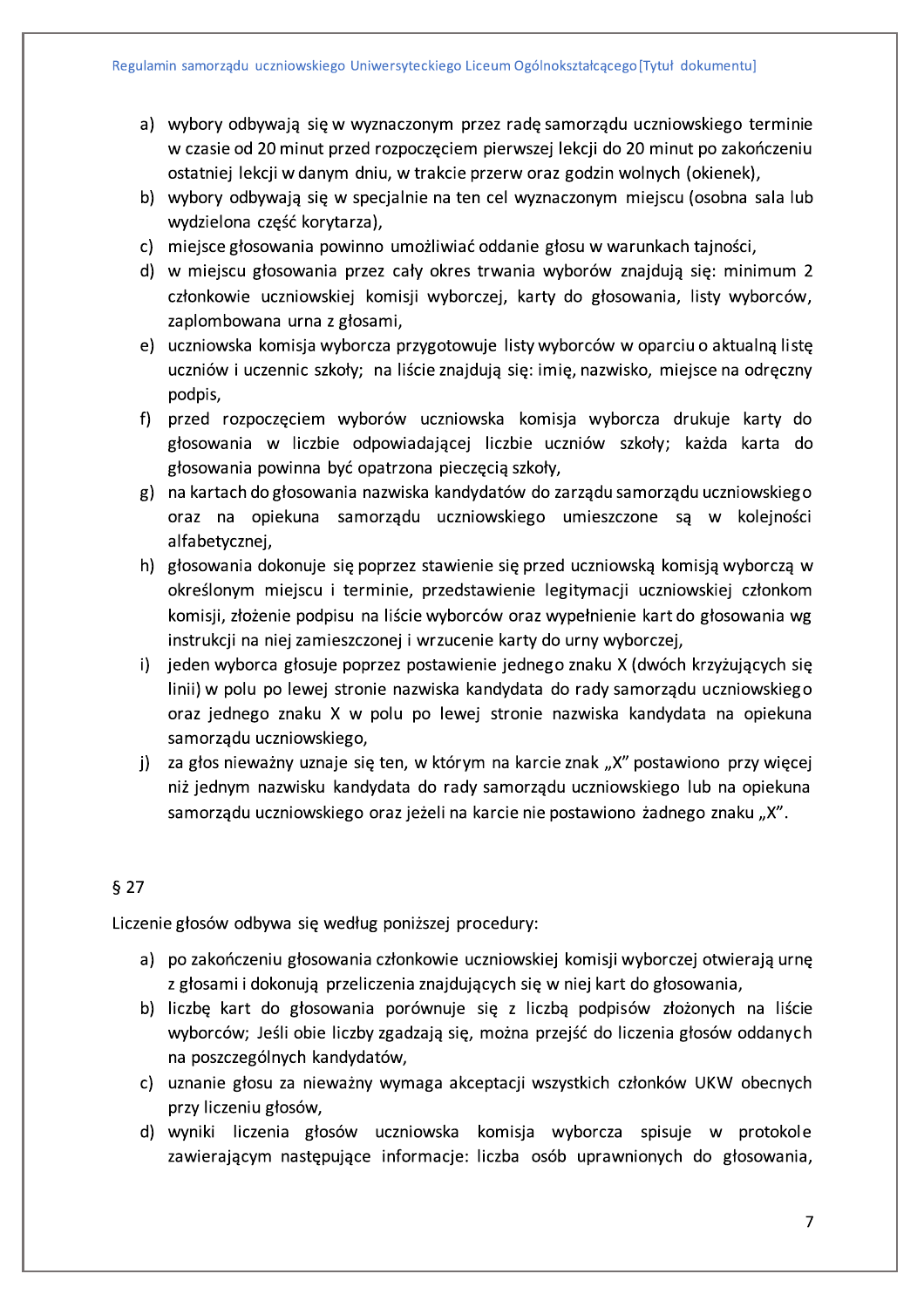a) wybory odbywają się w wyznaczonym przez radę samorządu uczniowskiego terminie w czasie od 20 minut przed rozpoczęciem pierwszej lekcji do 20 minut po zakończeniu ostatniej lekcji w danym dniu, w trakcie przerw oraz godzin wolnych (okienek),
b) wybory odbywają się w specjalnie na ten cel wyznaczonym miejscu (osobna sala lub wydzielona część korytarza),
c) miejsce głosowania powinno umożliwiać oddanie głosu w warunkach tajności,
d) w miejscu głosowania przez cały okres trwania wyborów znajdują się: minimum 2 członkowie uczniowskiej komisji wyborczej, karty do głosowania, listy wyborców, zaplombowana urna z głosami,
e) uczniowska komisja wyborcza przygotowuje listy wyborców w oparciu o aktualną listę uczniów i uczennic szkoły; na liście znajdują się: imię, nazwisko, miejsce na odręczny podpis,
f) przed rozpoczęciem wyborów uczniowska komisja wyborcza drukuje karty do głosowania w liczbie odpowiadającej liczbie uczniów szkoły; każda karta do głosowania powinna być opatrzona pieczęcią szkoły,
g) na kartach do głosowania nazwiska kandydatów do zarządu samorządu uczniowskiego oraz na opiekuna samorządu uczniowskiego umieszczone są w kolejności alfabetycznej,
h) głosowania dokonuje się poprzez stawienie się przed uczniowską komisją wyborczą w określonym miejscu i terminie, przedstawienie legitymacji uczniowskiej członkom komisji, złożenie podpisu na liście wyborców oraz wypełnienie kart do głosowania wg instrukcji na niej zamieszczonej i wrzucenie karty do urny wyborczej,
i) jeden wyborca głosuje poprzez postawienie jednego znaku X (dwóch krzyżujących się linii) w polu po lewej stronie nazwiska kandydata do rady samorządu uczniowskiego oraz jednego znaku X w polu po lewej stronie nazwiska kandydata na opiekuna samorządu uczniowskiego,
j) za głos nieważny uznaje się ten, w którym na karcie znak „X" postawiono przy więcej niż jednym nazwisku kandydata do rady samorządu uczniowskiego lub na opiekuna samorządu uczniowskiego oraz jeżeli na karcie nie postawiono żadnego znaku „X".

§ 27

Liczenie głosów odbywa się według poniższej procedury:

a) po zakończeniu głosowania członkowie uczniowskiej komisji wyborczej otwierają urnę z głosami i dokonują przeliczenia znajdujących się w niej kart do głosowania,
b) liczbę kart do głosowania porównuje się z liczbą podpisów złożonych na liście wyborców; Jeśli obie liczby zgadzają się, można przejść do liczenia głosów oddanych na poszczególnych kandydatów,
c) uznanie głosu za nieważny wymaga akceptacji wszystkich członków UKW obecnych przy liczeniu głosów,
d) wyniki liczenia głosów uczniowska komisja wyborcza spisuje w protokole zawierającym następujące informacje: liczba osób uprawnionych do głosowania,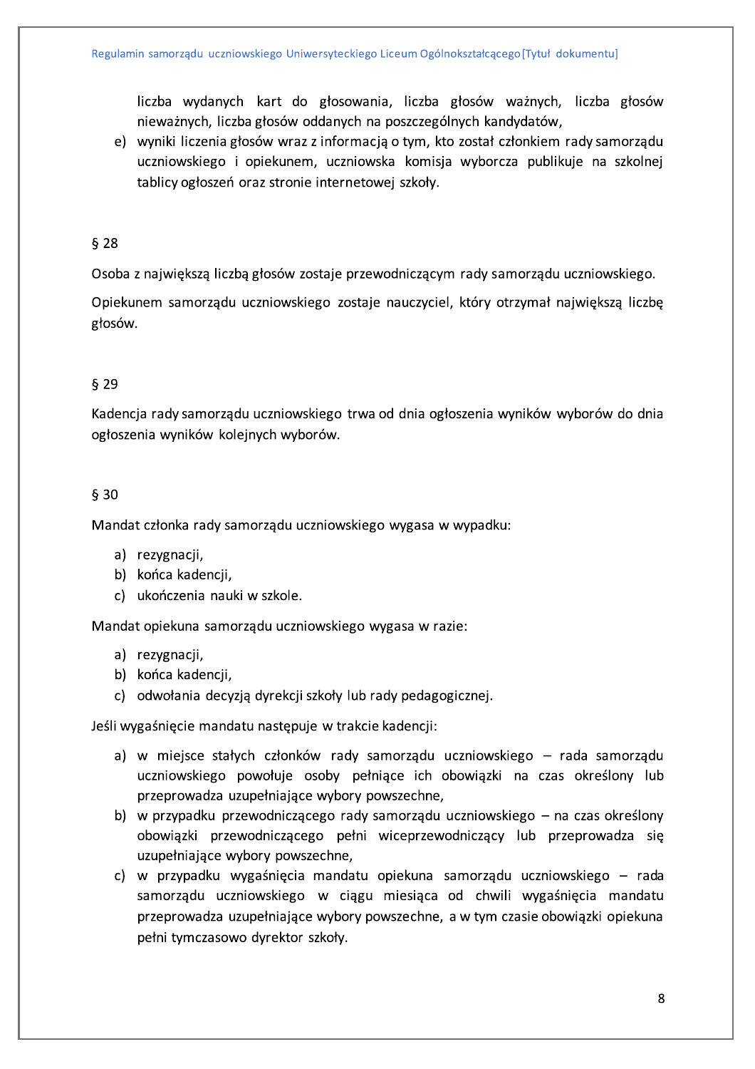liczba wydanych kart do głosowania, liczba głosów ważnych, liczba głosów nieważnych, liczba głosów oddanych na poszczególnych kandydatów,

e) wyniki liczenia głosów wraz z informacją o tym, kto został członkiem rady samorządu uczniowskiego i opiekunem, uczniowska komisja wyborcza publikuje na szkolnej tablicy ogłoszeń oraz stronie internetowej szkoły.

§ 28

Osoba z największą liczbą głosów zostaje przewodniczącym rady samorządu uczniowskiego.

Opiekunem samorządu uczniowskiego zostaje nauczyciel, który otrzymał największą liczbę głosów.

§ 29

Kadencja rady samorządu uczniowskiego trwa od dnia ogłoszenia wyników wyborów do dnia ogłoszenia wyników kolejnych wyborów.

§ 30

Mandat członka rady samorządu uczniowskiego wygasa w wypadku:

a) rezygnacji,
b) końca kadencji,
c) ukończenia nauki w szkole.

Mandat opiekuna samorządu uczniowskiego wygasa w razie:

a) rezygnacji,
b) końca kadencji,
c) odwołania decyzją dyrekcji szkoły lub rady pedagogicznej.

Jeśli wygaśnięcie mandatu następuje w trakcie kadencji:

a) w miejsce stałych członków rady samorządu uczniowskiego – rada samorządu uczniowskiego powołuje osoby pełniące ich obowiązki na czas określony lub przeprowadza uzupełniające wybory powszechne,
b) w przypadku przewodniczącego rady samorządu uczniowskiego – na czas określony obowiązki przewodniczącego pełni wiceprzewodniczący lub przeprowadza się uzupełniające wybory powszechne,
c) w przypadku wygaśnięcia mandatu opiekuna samorządu uczniowskiego – rada samorządu uczniowskiego w ciągu miesiąca od chwili wygaśnięcia mandatu przeprowadza uzupełniające wybory powszechne, a w tym czasie obowiązki opiekuna pełni tymczasowo dyrektor szkoły.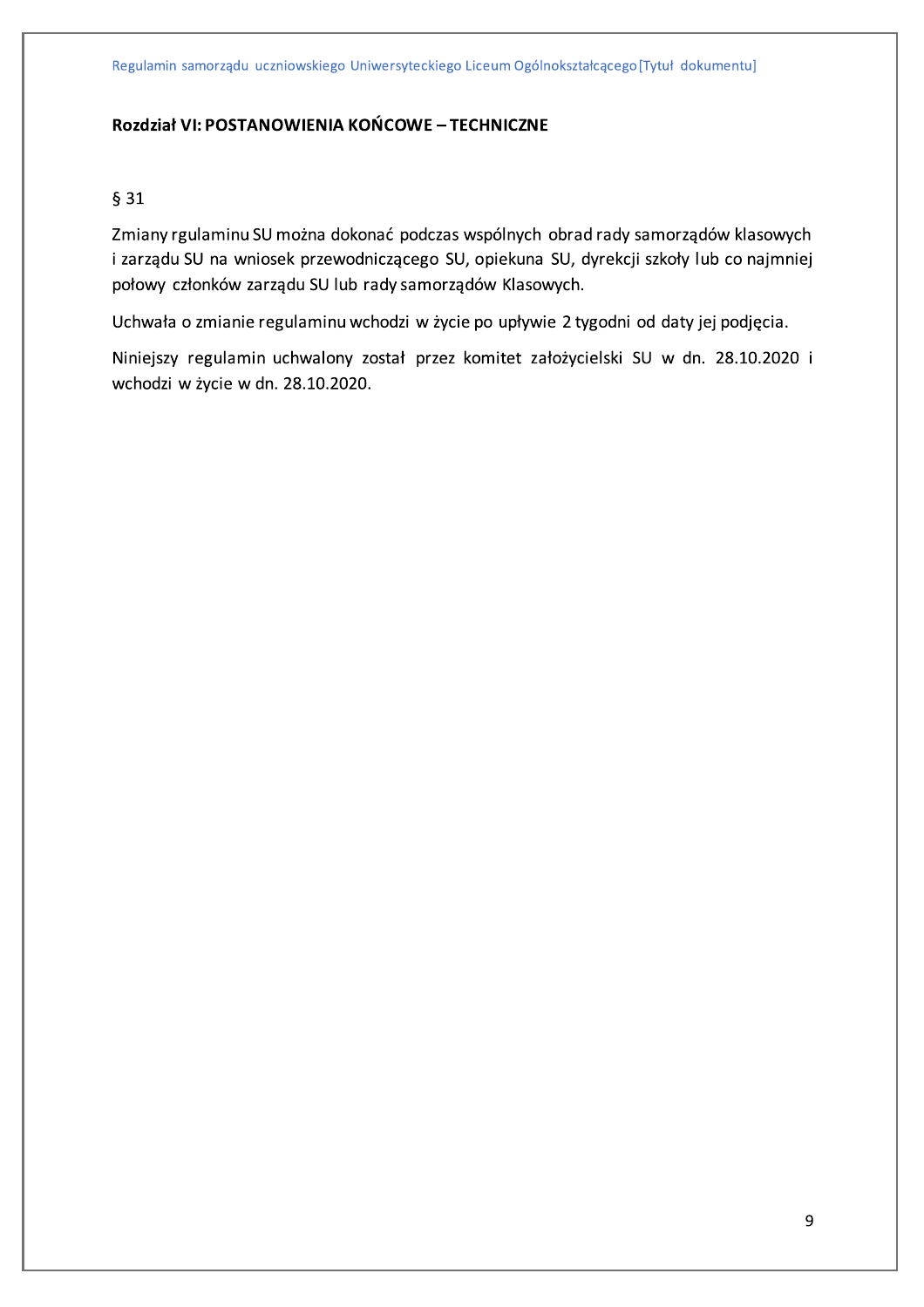**Rozdział VI: POSTANOWIENIA KOŃCOWE – TECHNICZNE**

§ 31

Zmiany rgulaminu SU można dokonać podczas wspólnych obrad rady samorządów klasowych i zarządu SU na wniosek przewodniczącego SU, opiekuna SU, dyrekcji szkoły lub co najmniej połowy członków zarządu SU lub rady samorządów Klasowych.

Uchwała o zmianie regulaminu wchodzi w życie po upływie 2 tygodni od daty jej podjęcia.

Niniejszy regulamin uchwalony został przez komitet założycielski SU w dn. 28.10.2020 i wchodzi w życie w dn. 28.10.2020.